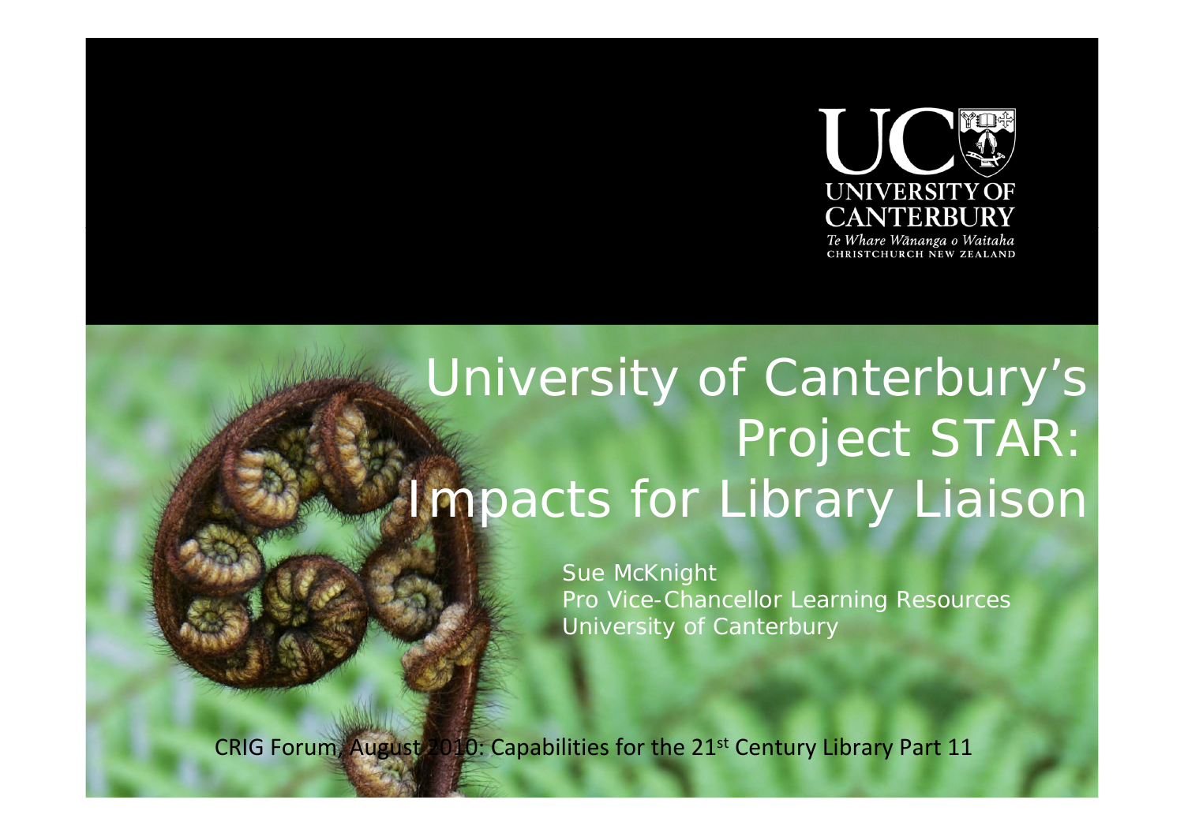UNIVERSITY OF CANTERBURY
Te Whare Wānanga o Waitaha
CHRISTCHURCH NEW ZEALAND

# University of Canterbury's Project STAR: Impacts for Library Liaison

Sue McKnight
Pro Vice-Chancellor Learning Resources
University of Canterbury

CRIG Forum, August 2010: Capabilities for the 21st Century Library Part 11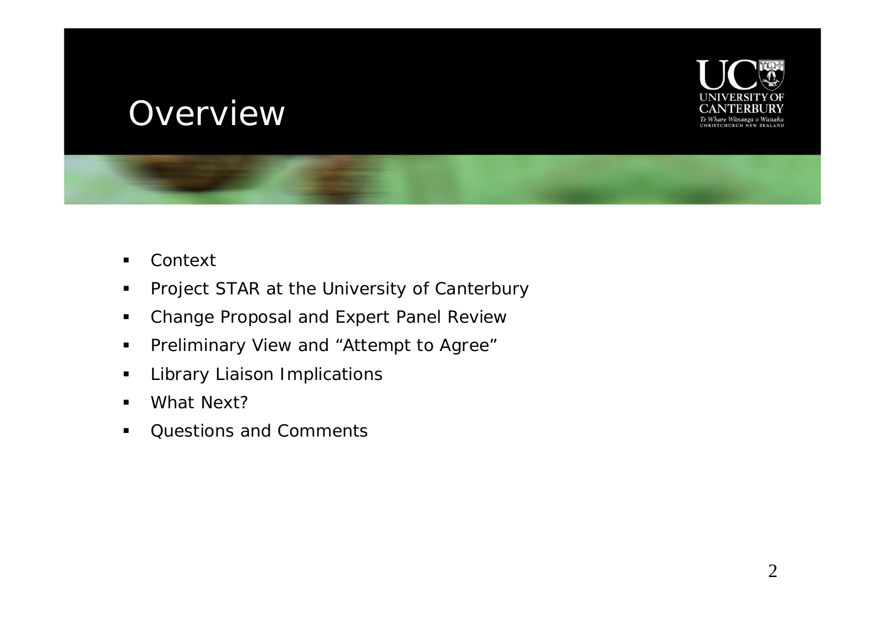# Overview

- Context
- Project STAR at the University of Canterbury
- Change Proposal and Expert Panel Review
- Preliminary View and "Attempt to Agree"
- Library Liaison Implications
- What Next?
- Questions and Comments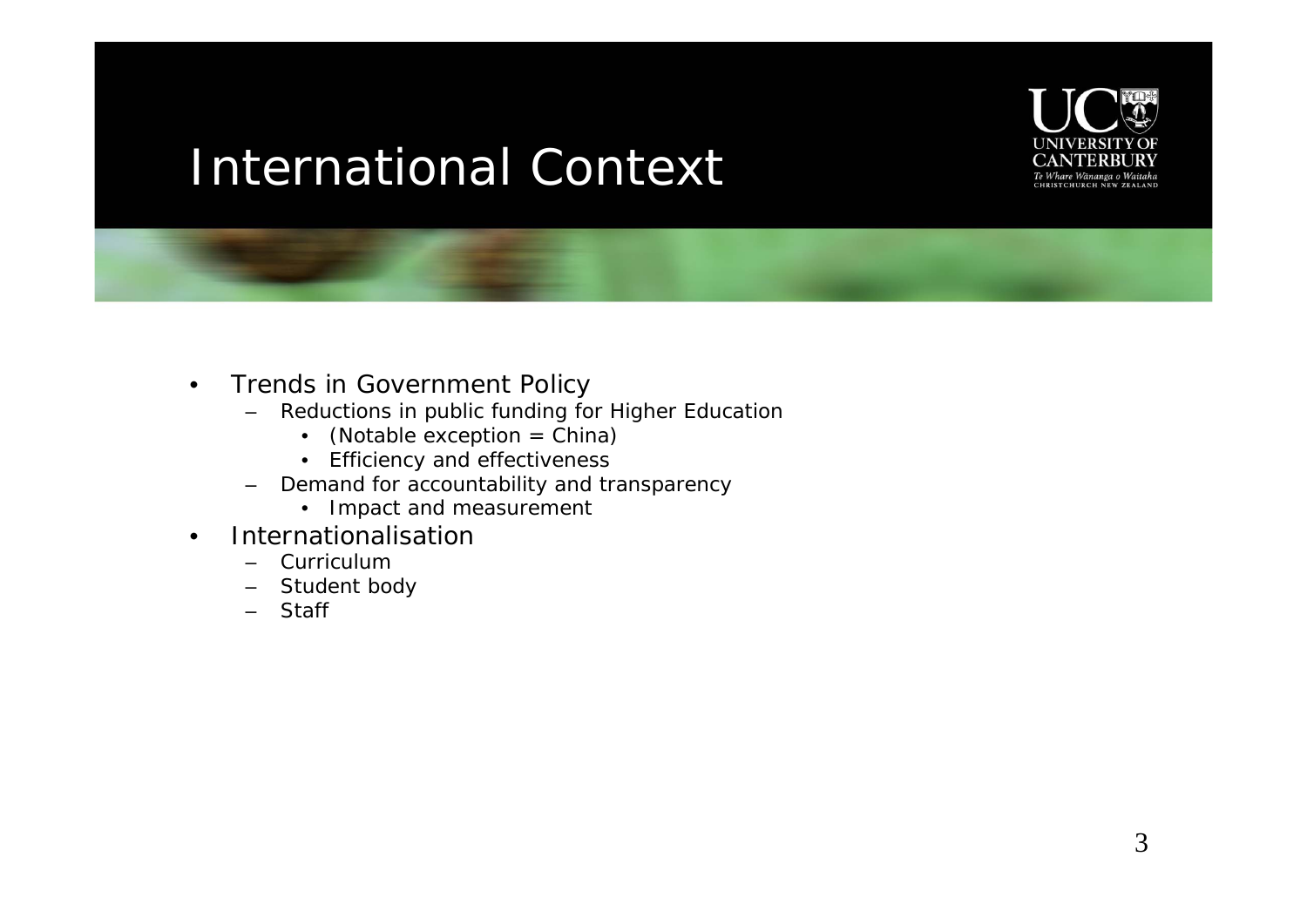# International Context

- Trends in Government Policy
  - Reductions in public funding for Higher Education
    - (Notable exception = China)
    - Efficiency and effectiveness
  - Demand for accountability and transparency
    - Impact and measurement
- Internationalisation
  - Curriculum
  - Student body
  - Staff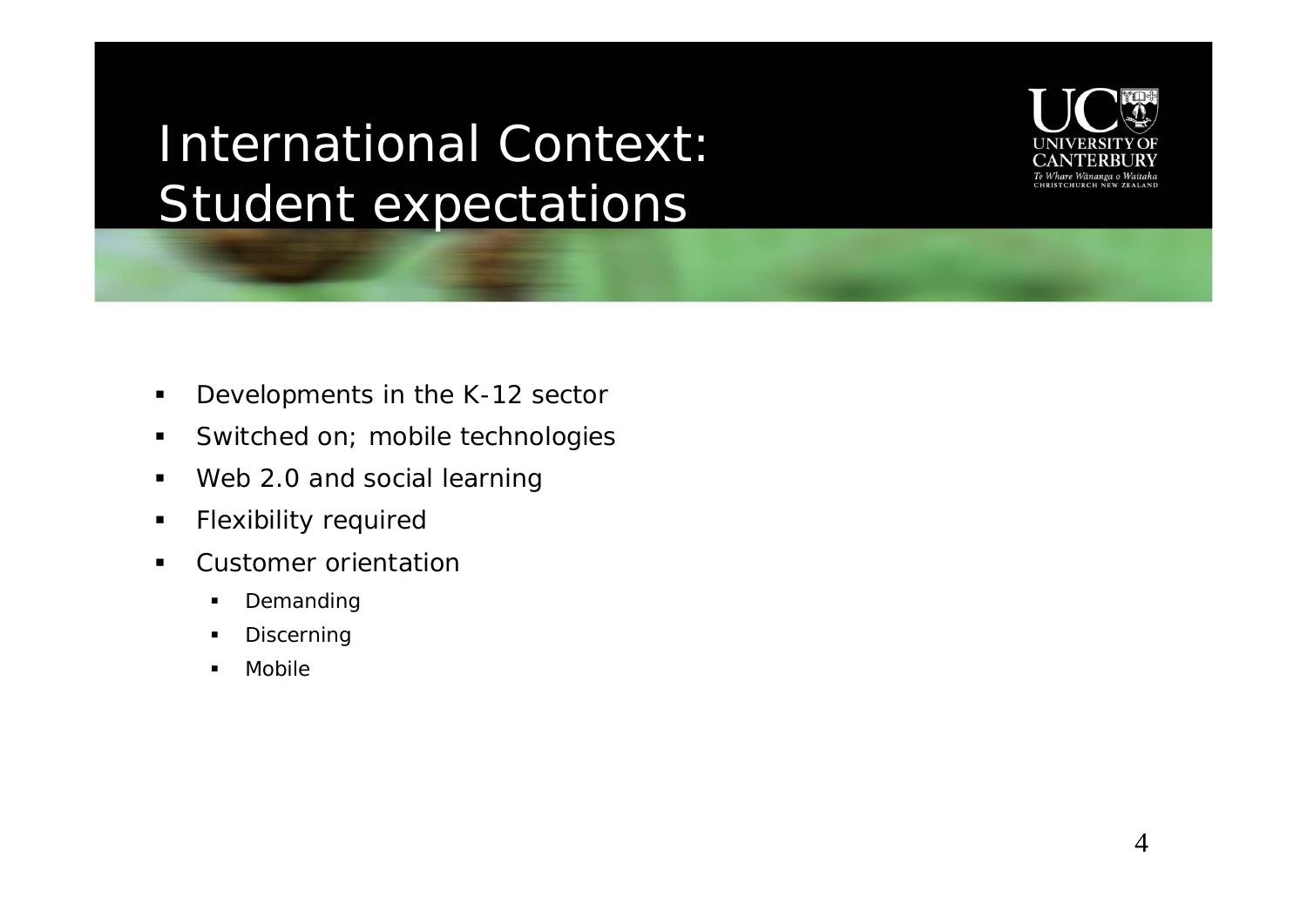# International Context: Student expectations

- Developments in the K-12 sector
- Switched on; mobile technologies
- Web 2.0 and social learning
- Flexibility required
- Customer orientation
  - Demanding
  - Discerning
  - Mobile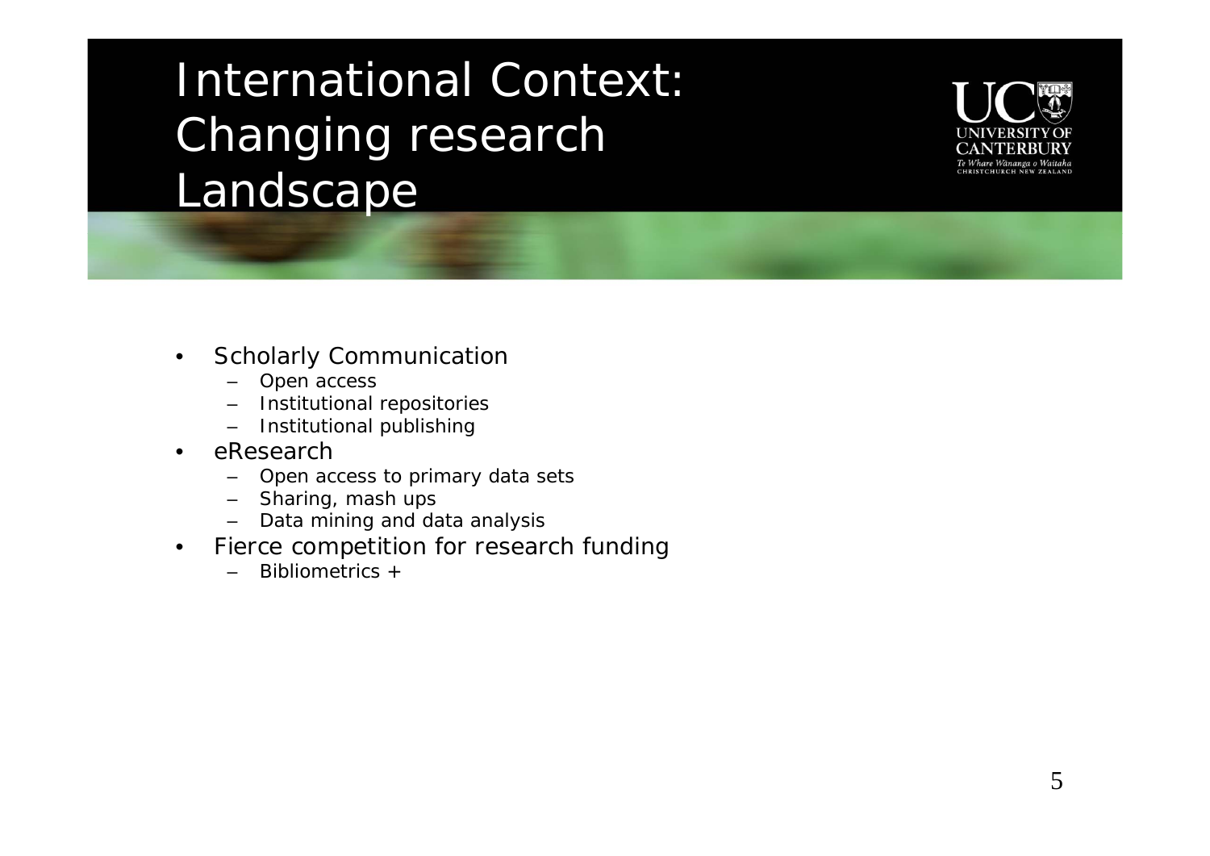# International Context: Changing research Landscape

- Scholarly Communication
  - Open access
  - Institutional repositories
  - Institutional publishing
- eResearch
  - Open access to primary data sets
  - Sharing, mash ups
  - Data mining and data analysis
- Fierce competition for research funding
  - Bibliometrics +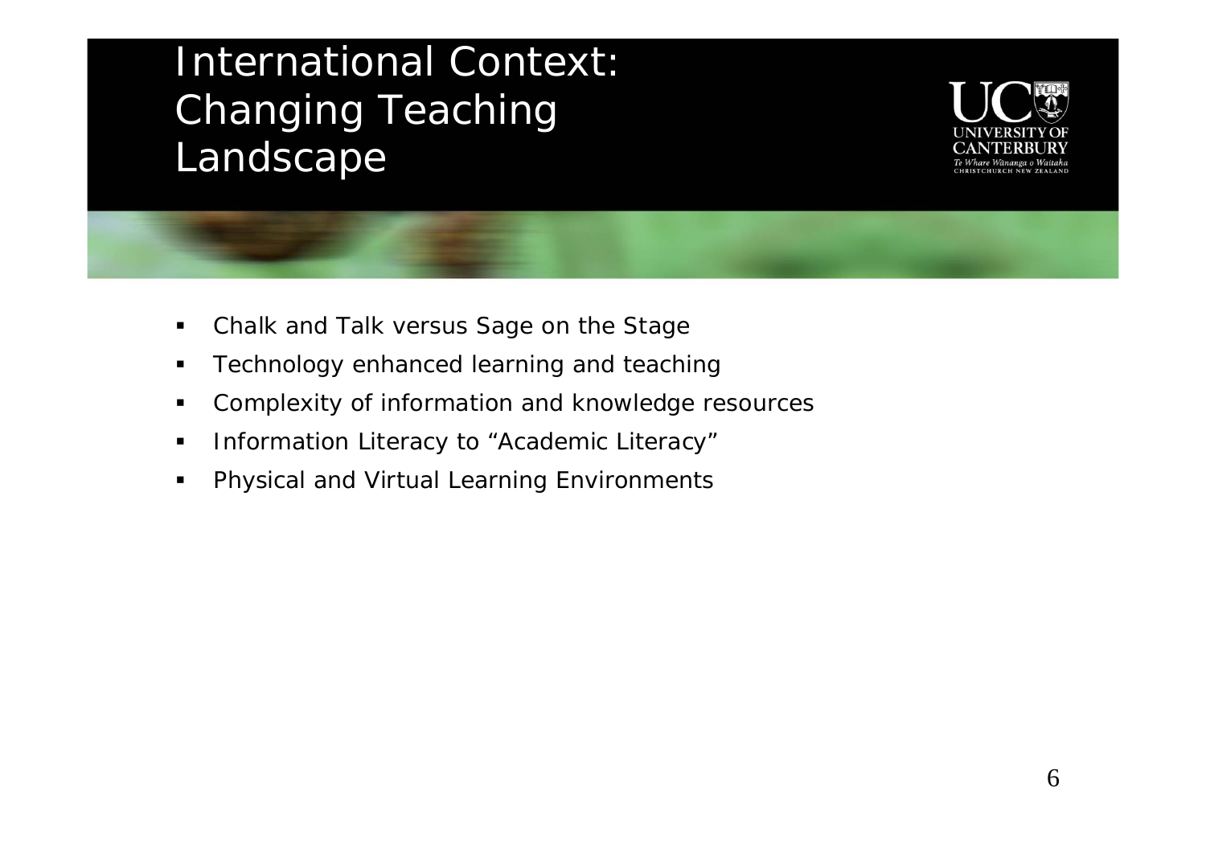# International Context: Changing Teaching Landscape

- Chalk and Talk versus Sage on the Stage
- Technology enhanced learning and teaching
- Complexity of information and knowledge resources
- Information Literacy to "Academic Literacy"
- Physical and Virtual Learning Environments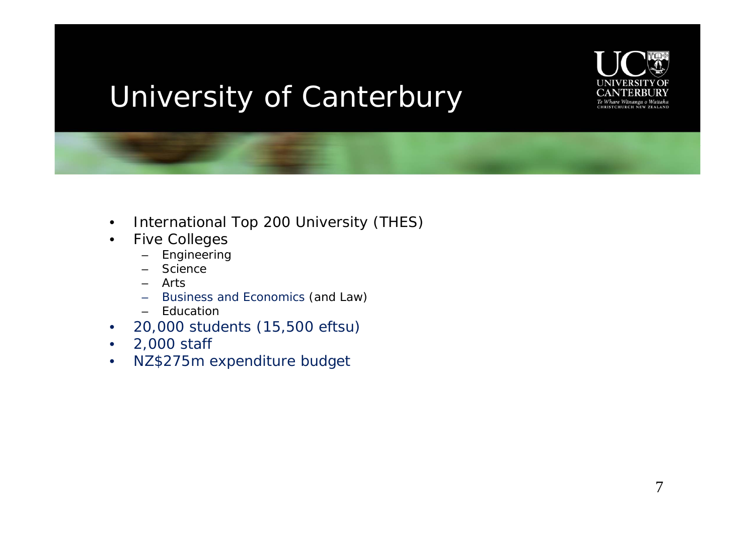# University of Canterbury

- International Top 200 University (THES)
- Five Colleges
  - Engineering
  - Science
  - Arts
  - Business and Economics (and Law)
  - Education
- 20,000 students (15,500 eftsu)
- 2,000 staff
- NZ$275m expenditure budget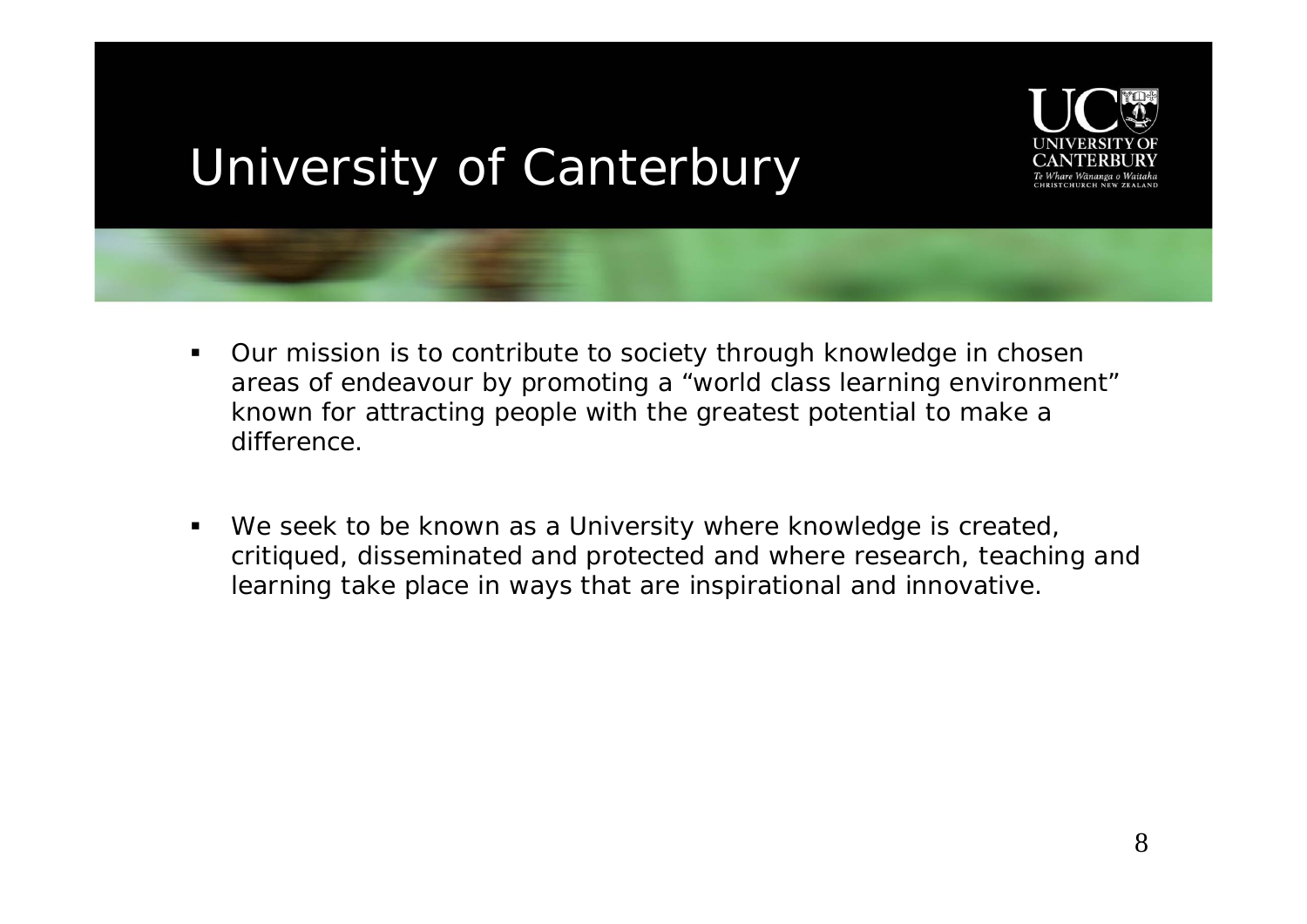# University of Canterbury

- Our mission is to contribute to society through knowledge in chosen areas of endeavour by promoting a “world class learning environment” known for attracting people with the greatest potential to make a difference.

- We seek to be known as a University where knowledge is created, critiqued, disseminated and protected and where research, teaching and learning take place in ways that are inspirational and innovative.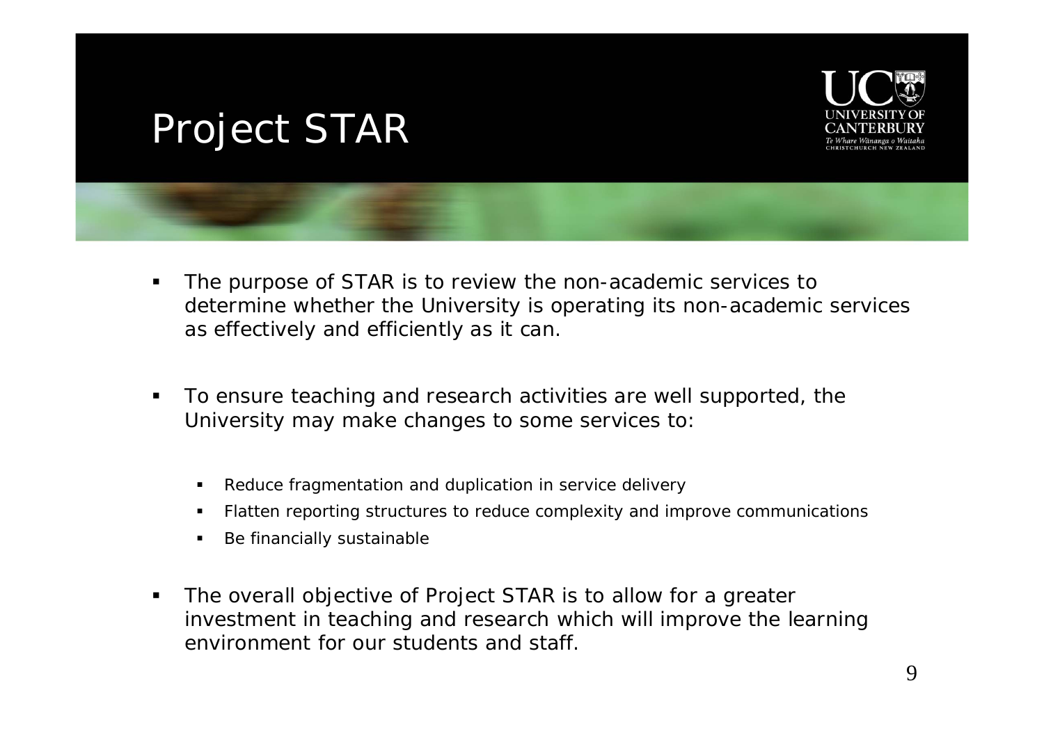# Project STAR

- The purpose of STAR is to review the non-academic services to determine whether the University is operating its non-academic services as effectively and efficiently as it can.

- To ensure teaching and research activities are well supported, the University may make changes to some services to:

  - Reduce fragmentation and duplication in service delivery
  - Flatten reporting structures to reduce complexity and improve communications
  - Be financially sustainable

- The overall objective of Project STAR is to allow for a greater investment in teaching and research which will improve the learning environment for our students and staff.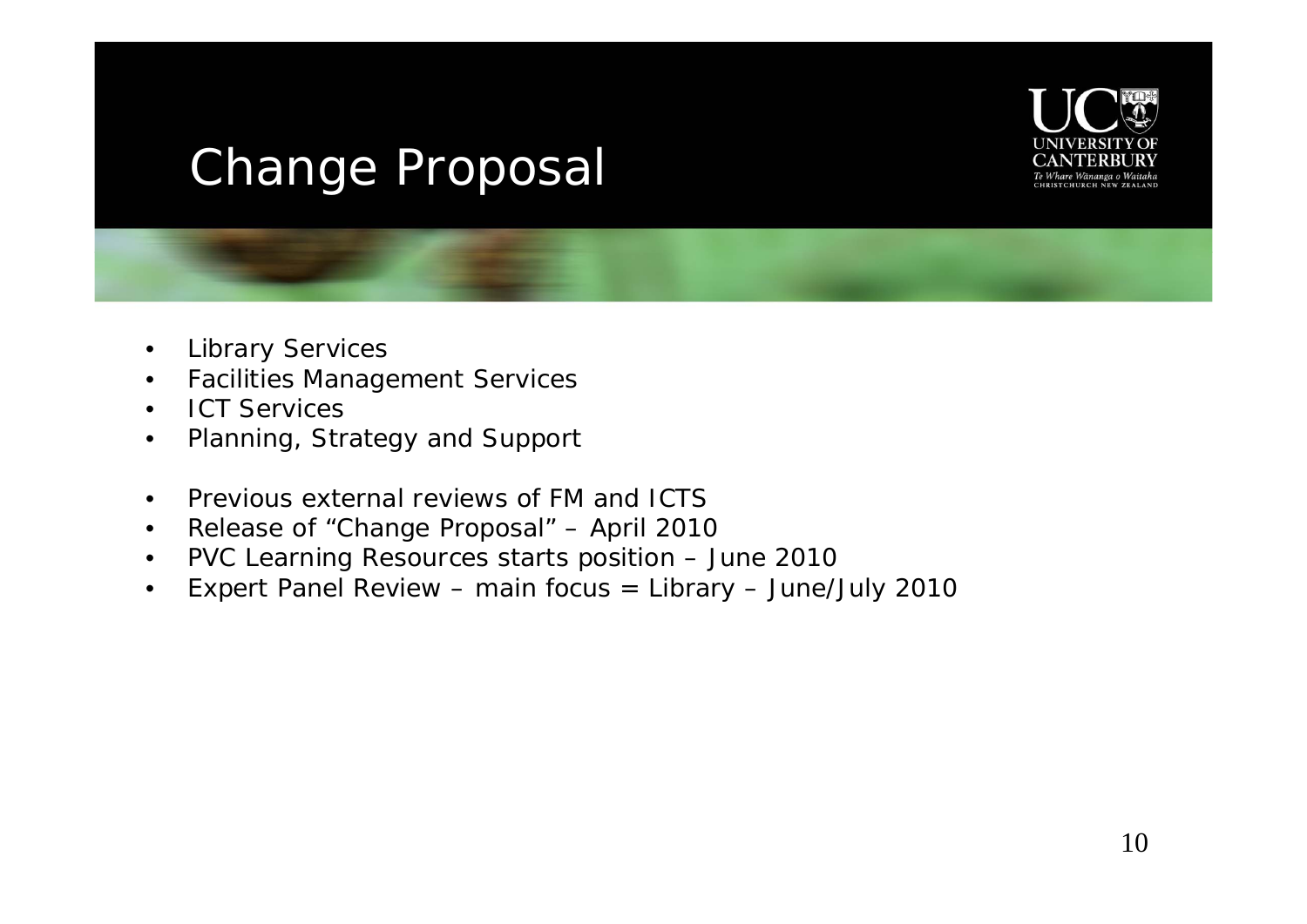# Change Proposal

- Library Services
- Facilities Management Services
- ICT Services
- Planning, Strategy and Support

- Previous external reviews of FM and ICTS
- Release of "Change Proposal" – April 2010
- PVC Learning Resources starts position – June 2010
- Expert Panel Review – main focus = Library – June/July 2010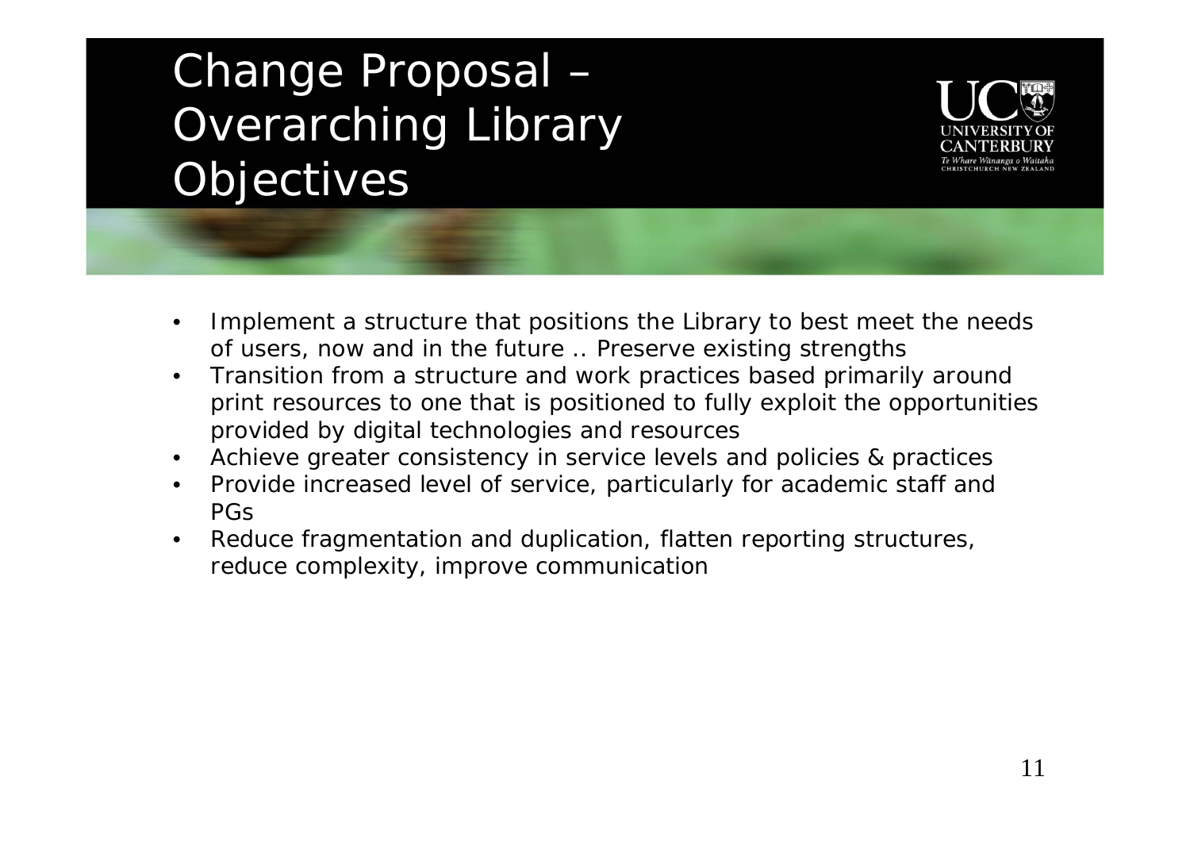# Change Proposal – Overarching Library Objectives

- Implement a structure that positions the Library to best meet the needs of users, now and in the future .. Preserve existing strengths
- Transition from a structure and work practices based primarily around print resources to one that is positioned to fully exploit the opportunities provided by digital technologies and resources
- Achieve greater consistency in service levels and policies & practices
- Provide increased level of service, particularly for academic staff and PGs
- Reduce fragmentation and duplication, flatten reporting structures, reduce complexity, improve communication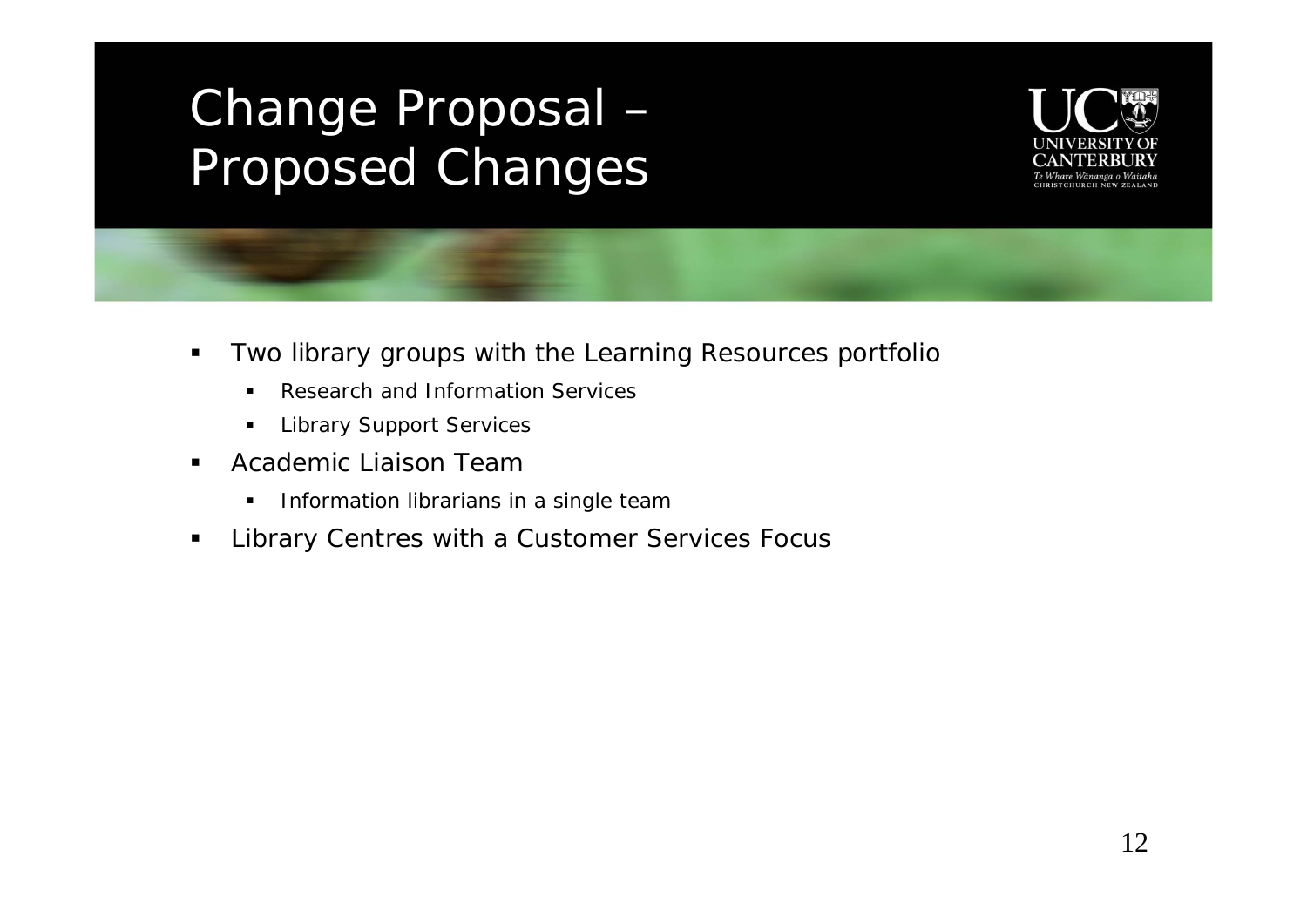# Change Proposal – Proposed Changes

- Two library groups with the Learning Resources portfolio
  - Research and Information Services
  - Library Support Services
- Academic Liaison Team
  - Information librarians in a single team
- Library Centres with a Customer Services Focus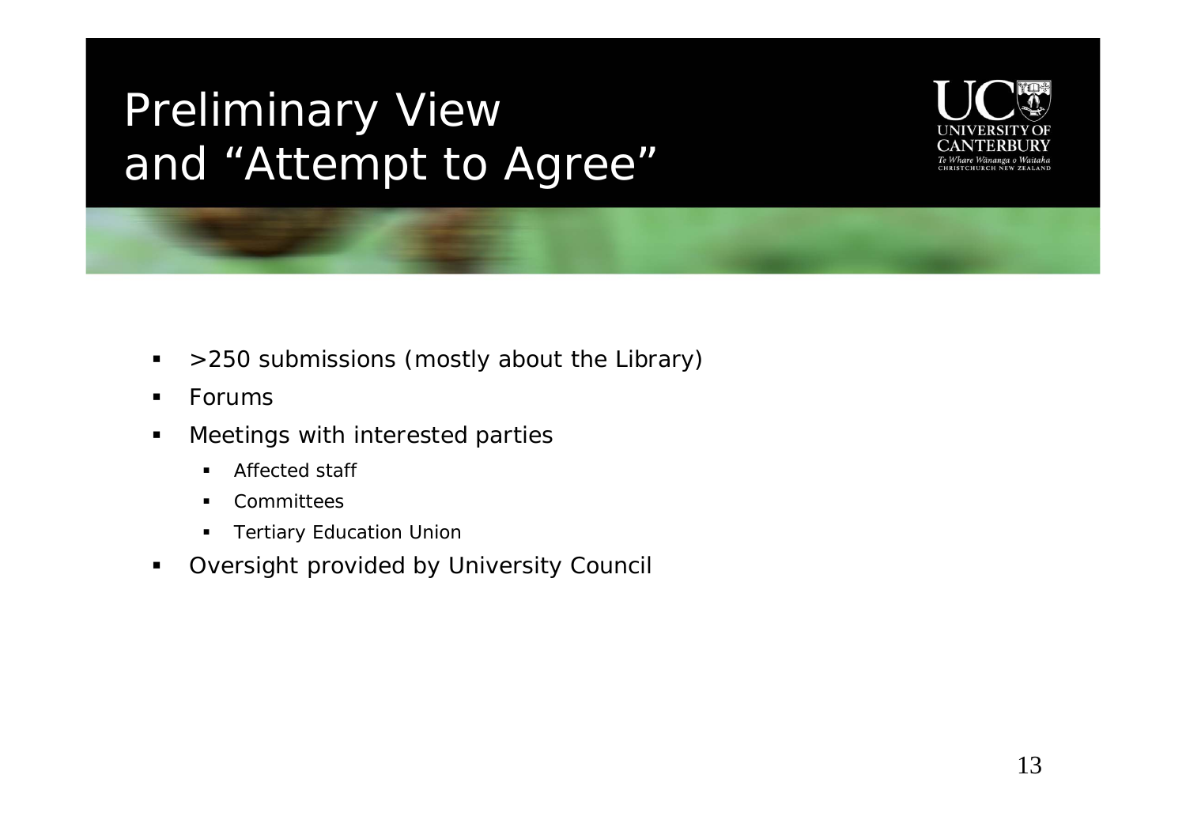# Preliminary View and "Attempt to Agree"

- >250 submissions (mostly about the Library)
- Forums
- Meetings with interested parties
  - Affected staff
  - Committees
  - Tertiary Education Union
- Oversight provided by University Council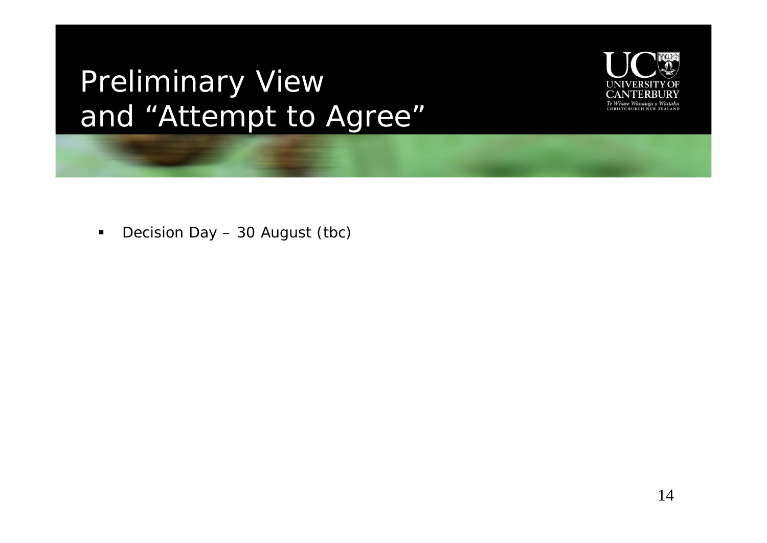# Preliminary View and "Attempt to Agree"

- Decision Day – 30 August (tbc)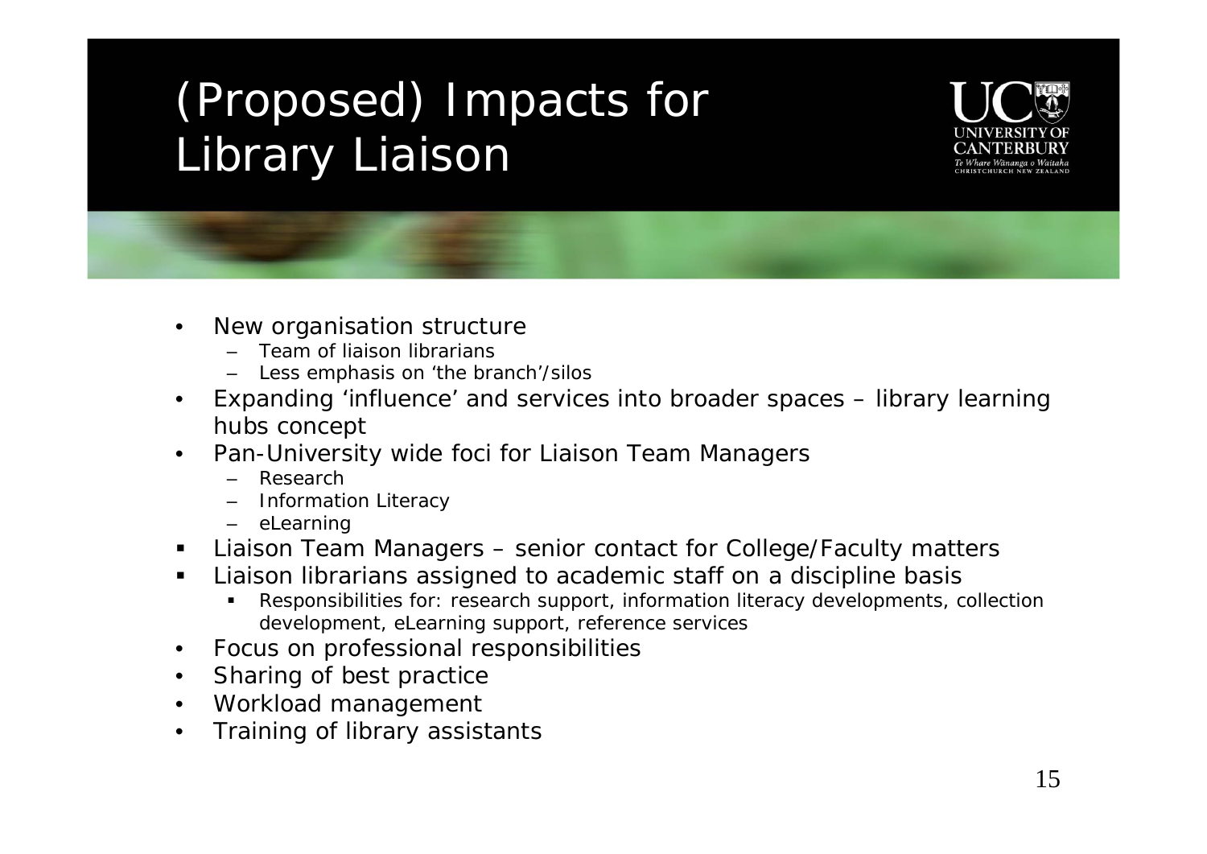# (Proposed) Impacts for Library Liaison

- New organisation structure
  - Team of liaison librarians
  - Less emphasis on 'the branch'/silos
- Expanding 'influence' and services into broader spaces – library learning hubs concept
- Pan-University wide foci for Liaison Team Managers
  - Research
  - Information Literacy
  - eLearning
- Liaison Team Managers – senior contact for College/Faculty matters
- Liaison librarians assigned to academic staff on a discipline basis
  - Responsibilities for: research support, information literacy developments, collection development, eLearning support, reference services
- Focus on professional responsibilities
- Sharing of best practice
- Workload management
- Training of library assistants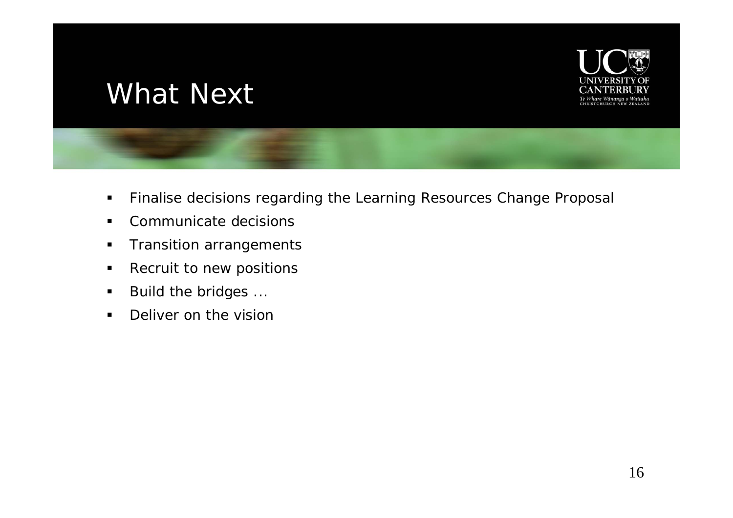# What Next

- Finalise decisions regarding the Learning Resources Change Proposal
- Communicate decisions
- Transition arrangements
- Recruit to new positions
- Build the bridges ...
- Deliver on the vision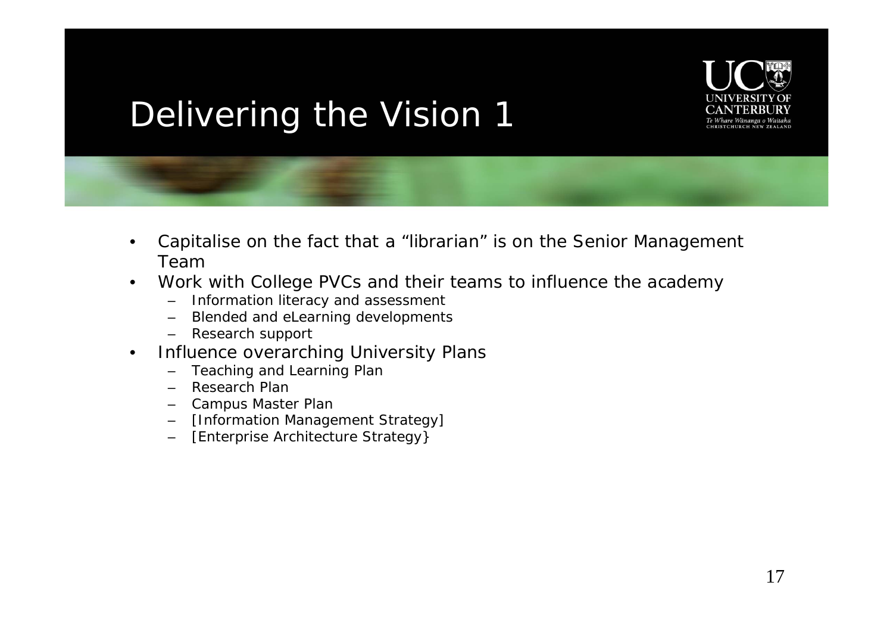# Delivering the Vision 1

- Capitalise on the fact that a "librarian" is on the Senior Management Team
- Work with College PVCs and their teams to influence the academy
  - Information literacy and assessment
  - Blended and eLearning developments
  - Research support
- Influence overarching University Plans
  - Teaching and Learning Plan
  - Research Plan
  - Campus Master Plan
  - [Information Management Strategy]
  - [Enterprise Architecture Strategy}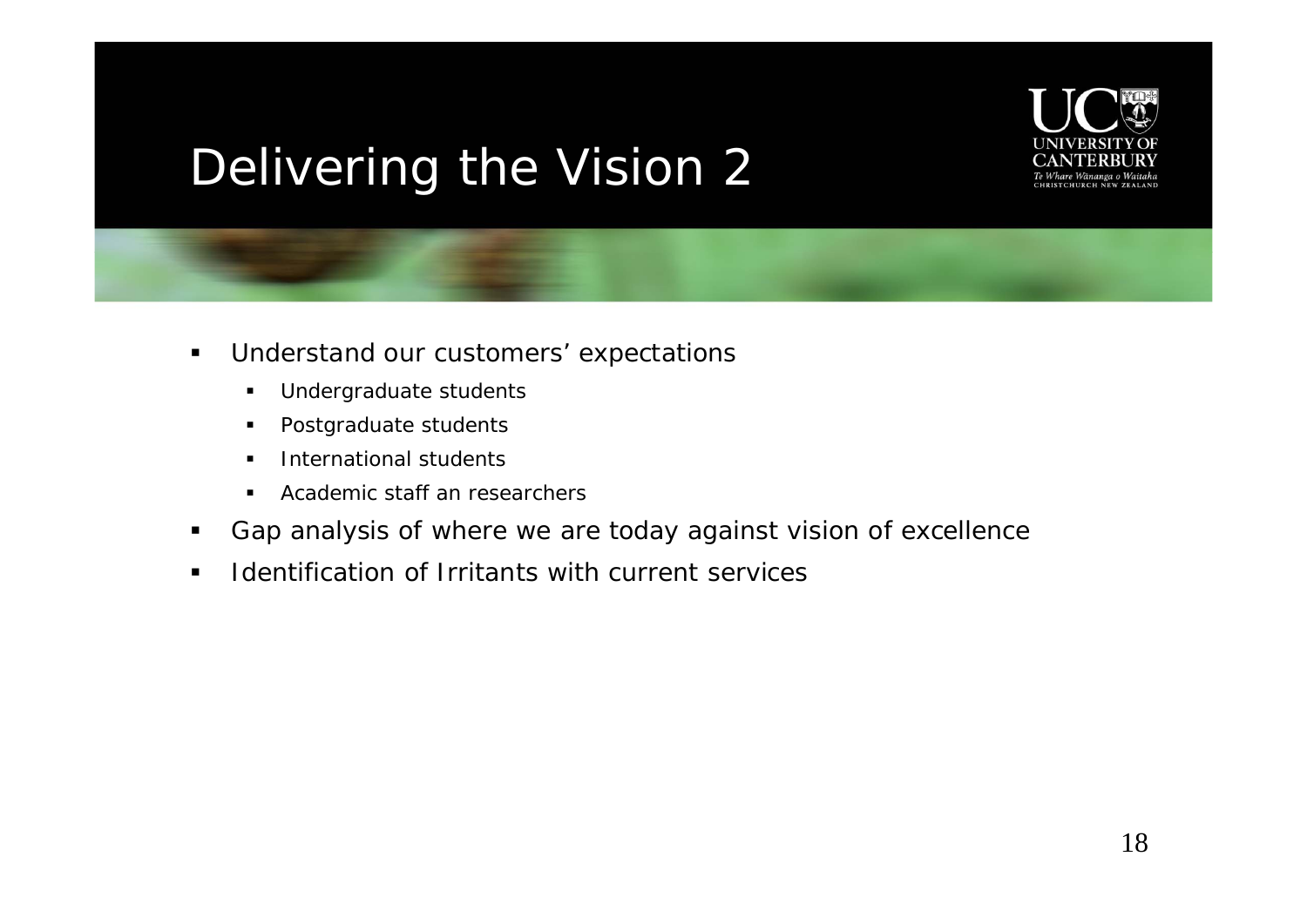# Delivering the Vision 2

- Understand our customers' expectations
  - Undergraduate students
  - Postgraduate students
  - International students
  - Academic staff an researchers
- Gap analysis of where we are today against vision of excellence
- Identification of Irritants with current services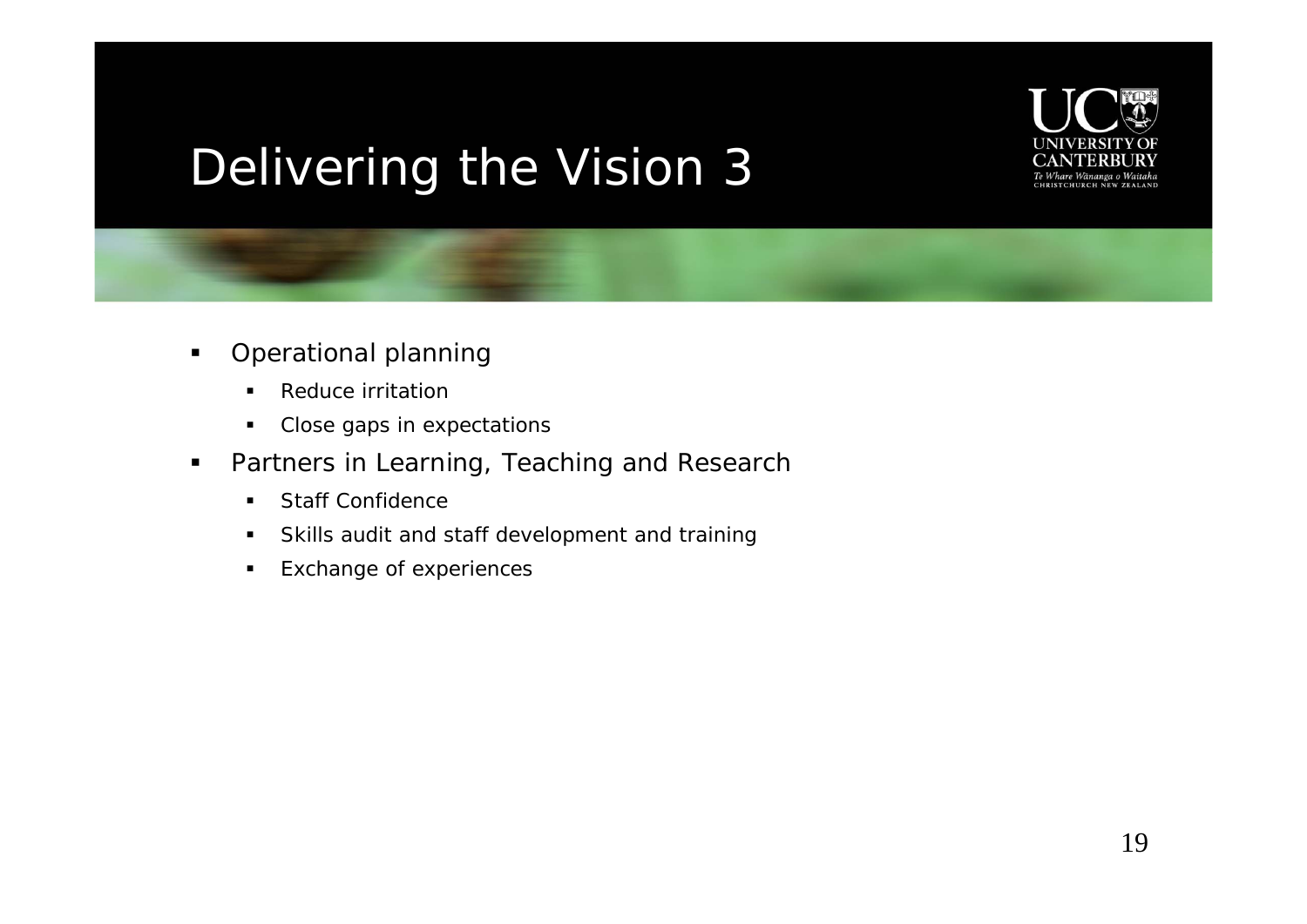# Delivering the Vision 3

- Operational planning
  - Reduce irritation
  - Close gaps in expectations
- Partners in Learning, Teaching and Research
  - Staff Confidence
  - Skills audit and staff development and training
  - Exchange of experiences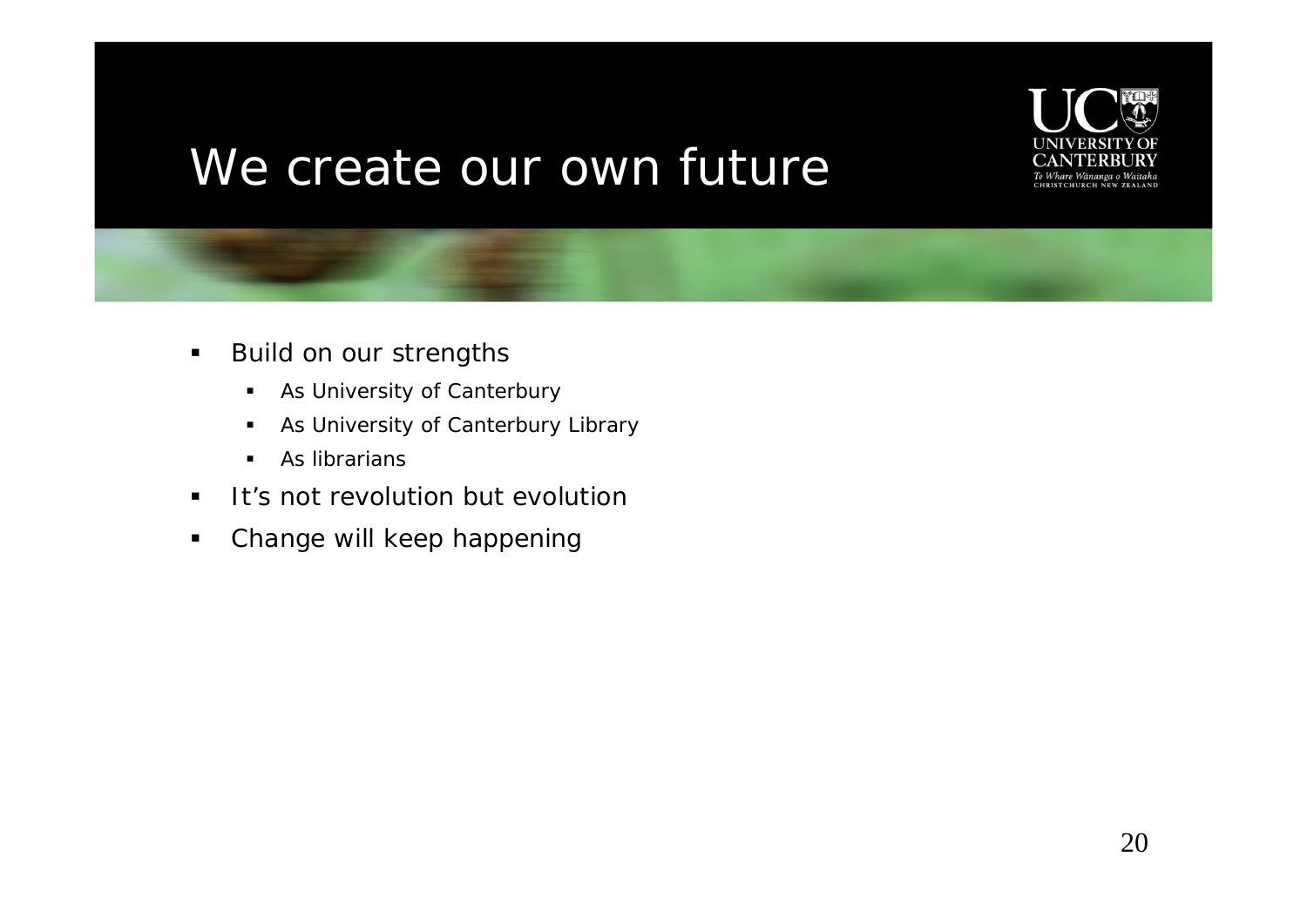# We create our own future

- Build on our strengths
  - As University of Canterbury
  - As University of Canterbury Library
  - As librarians
- It's not revolution but evolution
- Change will keep happening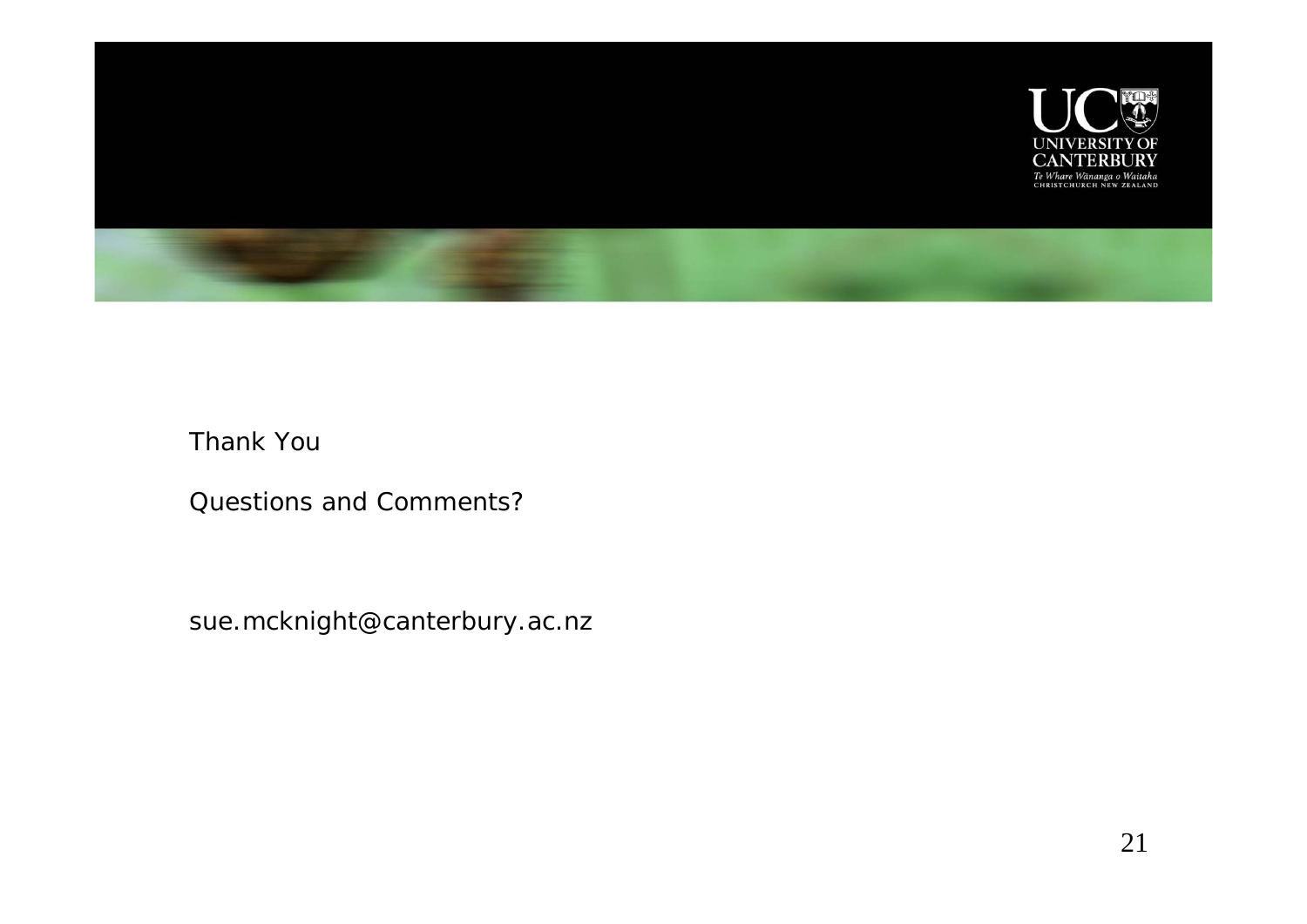Thank You

Questions and Comments?

sue.mcknight@canterbury.ac.nz